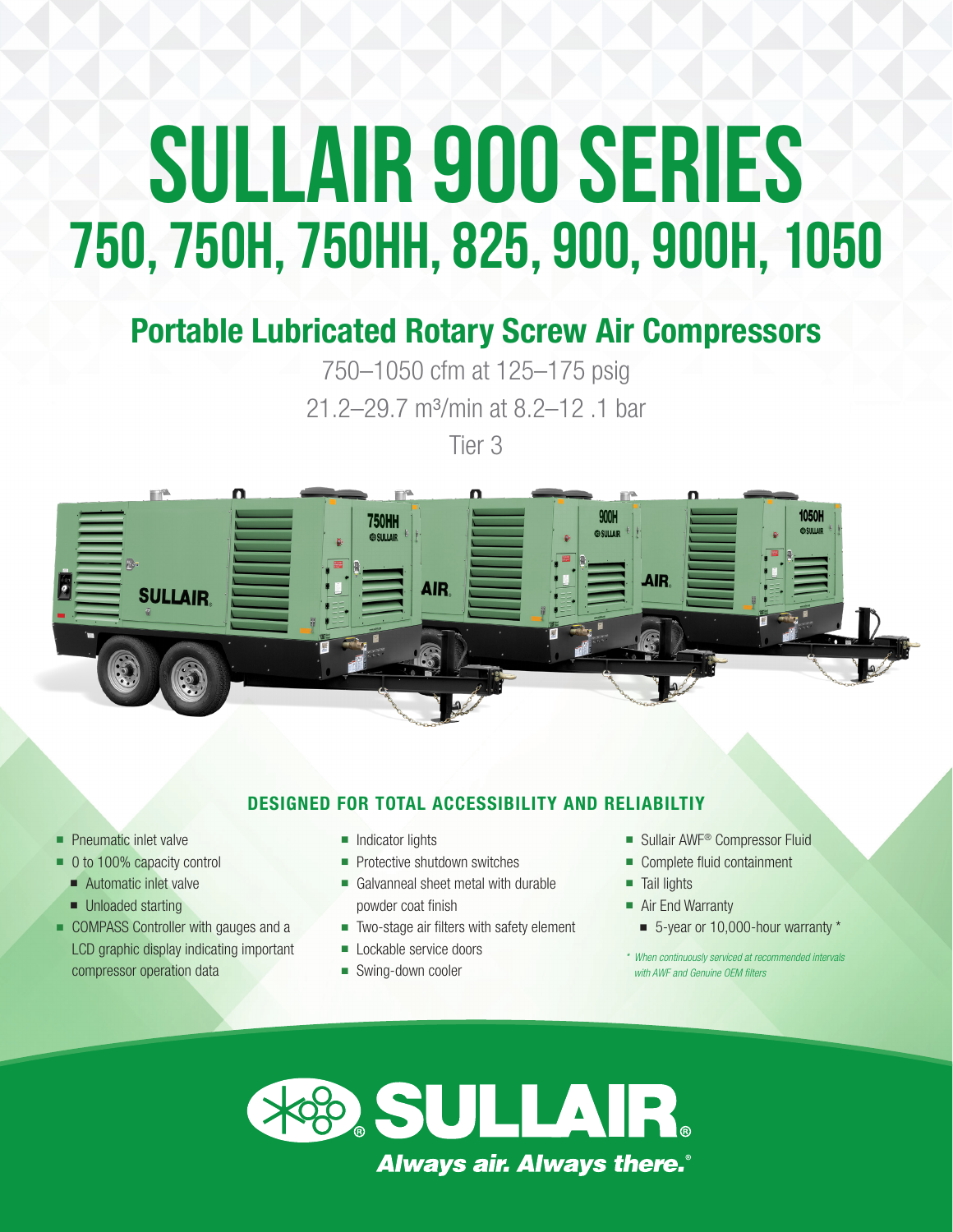# SULLAIR 900 SERIES

## 750, 750H, 750HH, 825, 900, 900H, 1050

## Portable Lubricated Rotary Screw Air Compressors

750–1050 cfm at 125–175 psig

21.2–29.7 m³/min at 8.2–12 .1 bar

Tier 3

### DESIGNED FOR TOTAL ACCESSIBILITY AND RELIABILTIY

- Pneumatic inlet valve
- 0 to 100% capacity control
  - Automatic inlet valve
  - Unloaded starting
- COMPASS Controller with gauges and a LCD graphic display indicating important compressor operation data
- Indicator lights
- Protective shutdown switches
- Galvanneal sheet metal with durable powder coat finish
- Two-stage air filters with safety element
- Lockable service doors
- Swing-down cooler
- Sullair AWF® Compressor Fluid
- Complete fluid containment
- Tail lights
- Air End Warranty
  - 5-year or 10,000-hour warranty *

*\* When continuously serviced at recommended intervals with AWF and Genuine OEM filters*

SULLAIR®

*Always air. Always there.®*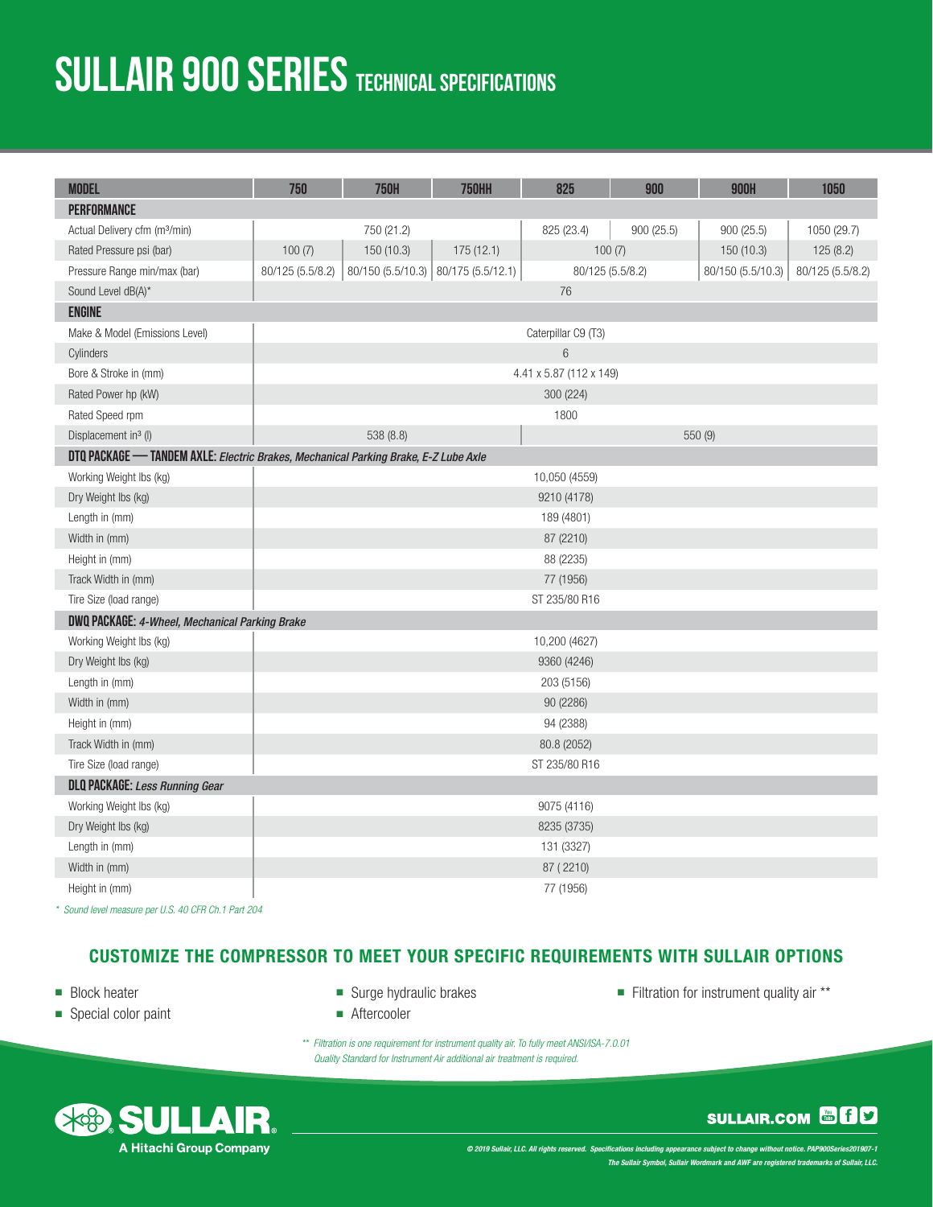# SULLAIR 900 SERIES TECHNICAL SPECIFICATIONS

| MODEL | 750 | 750H | 750HH | 825 | 900 | 900H | 1050 |
|---|---|---|---|---|---|---|---|
| **PERFORMANCE** | | | | | | | |
| Actual Delivery cfm (m³/min) | 750 (21.2) | | | 825 (23.4) | 900 (25.5) | 900 (25.5) | 1050 (29.7) |
| Rated Pressure psi (bar) | 100 (7) | 150 (10.3) | 175 (12.1) | 100 (7) | | 150 (10.3) | 125 (8.2) |
| Pressure Range min/max (bar) | 80/125 (5.5/8.2) | 80/150 (5.5/10.3) | 80/175 (5.5/12.1) | 80/125 (5.5/8.2) | | 80/150 (5.5/10.3) | 80/125 (5.5/8.2) |
| Sound Level dB(A)* | 76 | | | | | | |
| **ENGINE** | | | | | | | |
| Make & Model (Emissions Level) | Caterpillar C9 (T3) | | | | | | |
| Cylinders | 6 | | | | | | |
| Bore & Stroke in (mm) | 4.41 x 5.87 (112 x 149) | | | | | | |
| Rated Power hp (kW) | 300 (224) | | | | | | |
| Rated Speed rpm | 1800 | | | | | | |
| Displacement in³ (l) | 538 (8.8) | | | 550 (9) | | | |
| **DTQ PACKAGE — TANDEM AXLE:** *Electric Brakes, Mechanical Parking Brake, E-Z Lube Axle* | | | | | | | |
| Working Weight lbs (kg) | 10,050 (4559) | | | | | | |
| Dry Weight lbs (kg) | 9210 (4178) | | | | | | |
| Length in (mm) | 189 (4801) | | | | | | |
| Width in (mm) | 87 (2210) | | | | | | |
| Height in (mm) | 88 (2235) | | | | | | |
| Track Width in (mm) | 77 (1956) | | | | | | |
| Tire Size (load range) | ST 235/80 R16 | | | | | | |
| **DWQ PACKAGE:** *4-Wheel, Mechanical Parking Brake* | | | | | | | |
| Working Weight lbs (kg) | 10,200 (4627) | | | | | | |
| Dry Weight lbs (kg) | 9360 (4246) | | | | | | |
| Length in (mm) | 203 (5156) | | | | | | |
| Width in (mm) | 90 (2286) | | | | | | |
| Height in (mm) | 94 (2388) | | | | | | |
| Track Width in (mm) | 80.8 (2052) | | | | | | |
| Tire Size (load range) | ST 235/80 R16 | | | | | | |
| **DLQ PACKAGE:** *Less Running Gear* | | | | | | | |
| Working Weight lbs (kg) | 9075 (4116) | | | | | | |
| Dry Weight lbs (kg) | 8235 (3735) | | | | | | |
| Length in (mm) | 131 (3327) | | | | | | |
| Width in (mm) | 87 ( 2210) | | | | | | |
| Height in (mm) | 77 (1956) | | | | | | |

*\* Sound level measure per U.S. 40 CFR Ch.1 Part 204*

## CUSTOMIZE THE COMPRESSOR TO MEET YOUR SPECIFIC REQUIREMENTS WITH SULLAIR OPTIONS

- Block heater
- Special color paint
- Surge hydraulic brakes
- Aftercooler
- Filtration for instrument quality air **

*\*\* Filtration is one requirement for instrument quality air. To fully meet ANSI/ISA-7.0.01 Quality Standard for Instrument Air additional air treatment is required.*

SULLAIR
A Hitachi Group Company

SULLAIR.COM

*© 2019 Sullair, LLC. All rights reserved. Specifications including appearance subject to change without notice. PAP900Series201907-1*
*The Sullair Symbol, Sullair Wordmark and AWF are registered trademarks of Sullair, LLC.*